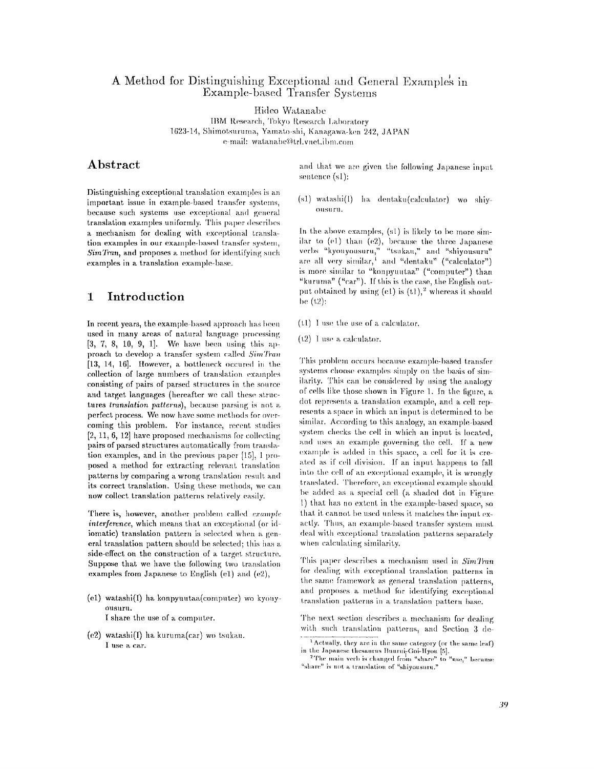# A Method for Distinguishing Exceptional and General Examples in Example-based Transfer Systems

Hideo Watanabe

IBM Research, Tokyo Research Laboratory

1623-14, Shimotsuruma, Yamato-shi, Kanagawa-ken 242, JAPAN

e-mail: watanabe@trl.vnet.ibm.com

## Abstract

Distinguishing exceptional translation examples is an important issue in example-based transfer systems, because such systems use exceptional and general translation examples uniformly. This paper describes a mechanism for dealing with exceptional translation examples in our example-based transfer system, *SimTran*, and proposes a method for identifying such examples in a translation example-base.

## 1 Introduction

In recent years, the example-based approach has been used in many areas of natural language processing [3, 7, 8, 10, 9, 1]. We have been using this approach to develop a transfer system called *SimTran* [13, 14, 16]. However, a bottleneck occured in the collection of large numbers of translation examples consisting of pairs of parsed structures in the source and target languages (hereafter we call these structures *translation patterns*), because parsing is not a perfect process. We now have some methods for overcoming this problem. For instance, recent studies [2, 11, 6, 12] have proposed mechanisms for collecting pairs of parsed structures automatically from translation examples, and in the previous paper [15], I proposed a method for extracting relevant translation patterns by comparing a wrong translation result and its correct translation. Using these methods, we can now collect translation patterns relatively easily.

There is, however, another problem called *example interference*, which means that an exceptional (or idiomatic) translation pattern is selected when a general translation pattern should be selected; this has a side-effect on the construction of a target structure. Suppose that we have the following two translation examples from Japanese to English (e1) and (e2),

(e1) watashi(I) ha konpyuutaa(computer) wo kyouyousuru.
I share the use of a computer.

(e2) watashi(I) ha kuruma(car) wo tsukau.
I use a car.

and that we are given the following Japanese input sentence (s1):

(s1) watashi(I) ha dentaku(calculator) wo shiyousuru.

In the above examples, (s1) is likely to be more similar to (e1) than (e2), because the three Japanese verbs "kyouyousuru," "tsukau," and "shiyousuru" are all very similar,[1] and "dentaku" ("calculator") is more similar to "konpyuutaa" ("computer") than "kuruma" ("car"). If this is the case, the English output obtained by using (e1) is (t1),[2] whereas it should be (t2):

(t1) I use the use of a calculator.

(t2) I use a calculator.

This problem occurs because example-based transfer systems choose examples simply on the basis of similarity. This can be considered by using the analogy of cells like those shown in Figure 1. In the figure, a dot represents a translation example, and a cell represents a space in which an input is determined to be similar. According to this analogy, an example-based system checks the cell in which an input is located, and uses an example governing the cell. If a new example is added in this space, a cell for it is created as if cell division. If an input happens to fall into the cell of an exceptional example, it is wrongly translated. Therefore, an exceptional example should be added as a special cell (a shaded dot in Figure 1) that has no extent in the example-based space, so that it cannot be used unless it matches the input exactly. Thus, an example-based transfer system must deal with exceptional translation patterns separately when calculating similarity.

This paper describes a mechanism used in *SimTran* for dealing with exceptional translation patterns in the same framework as general translation patterns, and proposes a method for identifying exceptional translation patterns in a translation pattern base.

The next section describes a mechanism for dealing with such translation patterns, and Section 3 de-

[1] Actually, they are in the same category (or the same leaf) in the Japanese thesaurus Bunrui-Goi-Hyou [5].

[2] The main verb is changed from "share" to "use," because "share" is not a translation of "shiyousuru."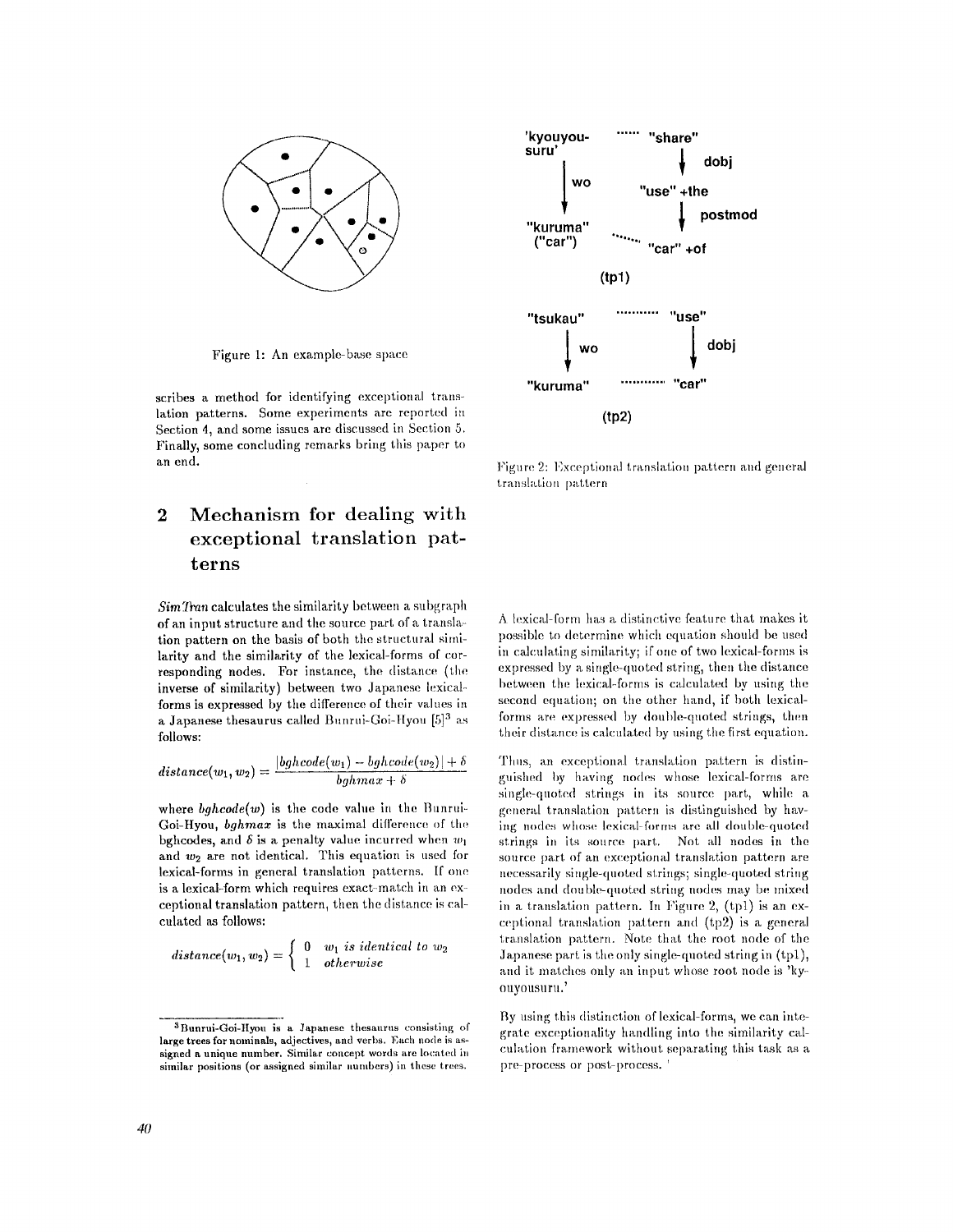Figure 1: An example-base space

scribes a method for identifying exceptional translation patterns. Some experiments are reported in Section 4, and some issues are discussed in Section 5. Finally, some concluding remarks bring this paper to an end.

## 2 Mechanism for dealing with exceptional translation patterns

*SimTran* calculates the similarity between a subgraph of an input structure and the source part of a translation pattern on the basis of both the structural similarity and the similarity of the lexical-forms of corresponding nodes. For instance, the distance (the inverse of similarity) between two Japanese lexical-forms is expressed by the difference of their values in a Japanese thesaurus called Bunrui-Goi-Hyou [5][3] as follows:

$$distance(w_1, w_2) = \frac{|bghcode(w_1) - bghcode(w_2)| + \delta}{bghmax + \delta}$$

where $bghcode(w)$ is the code value in the Bunrui-Goi-Hyou, $bghmax$ is the maximal difference of the bghcodes, and $\delta$ is a penalty value incurred when $w_1$ and $w_2$ are not identical. This equation is used for lexical-forms in general translation patterns. If one is a lexical-form which requires exact-match in an exceptional translation pattern, then the distance is calculated as follows:

$$distance(w_1, w_2) = \begin{cases} 0 & w_1 \text{ is identical to } w_2 \\ 1 & \text{otherwise} \end{cases}$$

[3] Bunrui-Goi-Hyou is a Japanese thesaurus consisting of large trees for nominals, adjectives, and verbs. Each node is assigned a unique number. Similar concept words are located in similar positions (or assigned similar numbers) in these trees.

Figure 2: Exceptional translation pattern and general translation pattern

A lexical-form has a distinctive feature that makes it possible to determine which equation should be used in calculating similarity; if one of two lexical-forms is expressed by a single-quoted string, then the distance between the lexical-forms is calculated by using the second equation; on the other hand, if both lexical-forms are expressed by double-quoted strings, then their distance is calculated by using the first equation.

Thus, an exceptional translation pattern is distinguished by having nodes whose lexical-forms are single-quoted strings in its source part, while a general translation pattern is distinguished by having nodes whose lexical-forms are all double-quoted strings in its source part. Not all nodes in the source part of an exceptional translation pattern are necessarily single-quoted strings; single-quoted string nodes and double-quoted string nodes may be mixed in a translation pattern. In Figure 2, (tp1) is an exceptional translation pattern and (tp2) is a general translation pattern. Note that the root node of the Japanese part is the only single-quoted string in (tp1), and it matches only an input whose root node is 'kyouyousuru.'

By using this distinction of lexical-forms, we can integrate exceptionality handling into the similarity calculation framework without separating this task as a pre-process or post-process.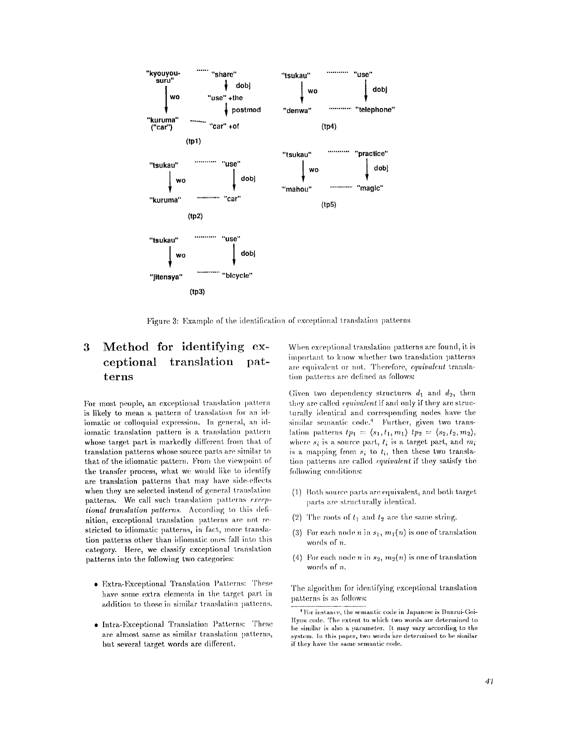Figure 3: Example of the identification of exceptional translation patterns

# 3 Method for identifying exceptional translation patterns

For most people, an exceptional translation pattern is likely to mean a pattern of translation for an idiomatic or colloquial expression. In general, an idiomatic translation pattern is a translation pattern whose target part is markedly different from that of translation patterns whose source parts are similar to that of the idiomatic pattern. From the viewpoint of the transfer process, what we would like to identify are translation patterns that may have side-effects when they are selected instead of general translation patterns. We call such translation patterns *exceptional translation patterns*. According to this definition, exceptional translation patterns are not restricted to idiomatic patterns, in fact, more translation patterns other than idiomatic ones fall into this category. Here, we classify exceptional translation patterns into the following two categories:

- Extra-Exceptional Translation Patterns: These have some extra elements in the target part in addition to those in similar translation patterns.
- Intra-Exceptional Translation Patterns: These are almost same as similar translation patterns, but several target words are different.

When exceptional translation patterns are found, it is important to know whether two translation patterns are equivalent or not. Therefore, *equivalent* translation patterns are defined as follows:

Given two dependency structures $d_1$ and $d_2$, then they are called *equivalent* if and only if they are structurally identical and corresponding nodes have the similar semantic code.[4] Further, given two translation patterns $tp_1 = \langle s_1, t_1, m_1 \rangle$ $tp_2 = \langle s_2, t_2, m_2 \rangle$, where $s_i$ is a source part, $t_i$ is a target part, and $m_i$ is a mapping from $s_i$ to $t_i$, then these two translation patterns are called *equivalent* if they satisfy the following conditions:

(1) Both source parts are equivalent, and both target parts are structurally identical.

(2) The roots of $t_1$ and $t_2$ are the same string.

(3) For each node $n$ in $s_1$, $m_1(n)$ is one of translation words of $n$.

(4) For each node $n$ in $s_2$, $m_2(n)$ is one of translation words of $n$.

The algorithm for identifying exceptional translation patterns is as follows:

[4] For instance, the semantic code in Japanese is Bunrui-Goi-Hyou code. The extent to which two words are determined to be similar is also a parameter. It may vary according to the system. In this paper, two words are determined to be similar if they have the same semantic code.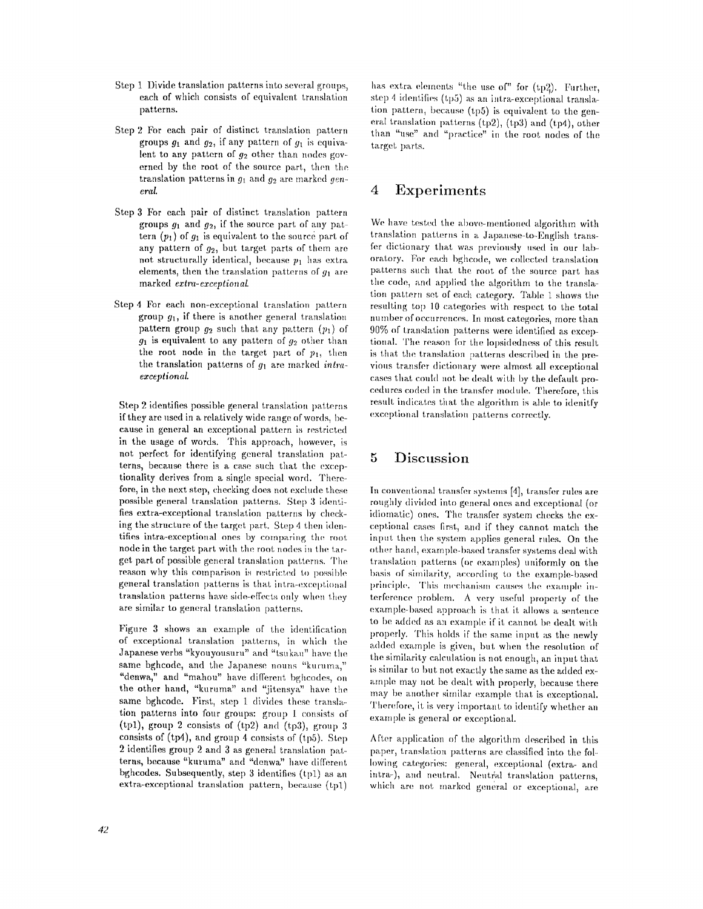Step 1 Divide translation patterns into several groups, each of which consists of equivalent translation patterns.

Step 2 For each pair of distinct translation pattern groups $g_1$ and $g_2$, if any pattern of $g_1$ is equivalent to any pattern of $g_2$ other than nodes governed by the root of the source part, then the translation patterns in $g_1$ and $g_2$ are marked *general*.

Step 3 For each pair of distinct translation pattern groups $g_1$ and $g_2$, if the source part of any pattern ($p_1$) of $g_1$ is equivalent to the source part of any pattern of $g_2$, but target parts of them are not structurally identical, because $p_1$ has extra elements, then the translation patterns of $g_1$ are marked *extra-exceptional*.

Step 4 For each non-exceptional translation pattern group $g_1$, if there is another general translation pattern group $g_2$ such that any pattern ($p_1$) of $g_1$ is equivalent to any pattern of $g_2$ other than the root node in the target part of $p_1$, then the translation patterns of $g_1$ are marked *intra-exceptional*.

Step 2 identifies possible general translation patterns if they are used in a relatively wide range of words, because in general an exceptional pattern is restricted in the usage of words. This approach, however, is not perfect for identifying general translation patterns, because there is a case such that the exceptionality derives from a single special word. Therefore, in the next step, checking does not exclude these possible general translation patterns. Step 3 identifies extra-exceptional translation patterns by checking the structure of the target part. Step 4 then identifies intra-exceptional ones by comparing the root node in the target part with the root nodes in the target part of possible general translation patterns. The reason why this comparison is restricted to possible general translation patterns is that intra-exceptional translation patterns have side-effects only when they are similar to general translation patterns.

Figure 3 shows an example of the identification of exceptional translation patterns, in which the Japanese verbs "kyouyousuru" and "tsukau" have the same bghcode, and the Japanese nouns "kuruma," "denwa," and "mahou" have different bghcodes, on the other hand, "kuruma" and "jitensya" have the same bghcode. First, step 1 divides these translation patterns into four groups: group 1 consists of (tp1), group 2 consists of (tp2) and (tp3), group 3 consists of (tp4), and group 4 consists of (tp5). Step 2 identifies group 2 and 3 as general translation patterns, because "kuruma" and "denwa" have different bghcodes. Subsequently, step 3 identifies (tp1) as an extra-exceptional translation pattern, because (tp1) has extra elements "the use of" for (tp2). Further, step 4 identifies (tp5) as an intra-exceptional translation pattern, because (tp5) is equivalent to the general translation patterns (tp2), (tp3) and (tp4), other than "use" and "practice" in the root nodes of the target parts.

# 4 Experiments

We have tested the above-mentioned algorithm with translation patterns in a Japanese-to-English transfer dictionary that was previously used in our laboratory. For each bghcode, we collected translation patterns such that the root of the source part has the code, and applied the algorithm to the translation pattern set of each category. Table 1 shows the resulting top 10 categories with respect to the total number of occurrences. In most categories, more than 90% of translation patterns were identified as exceptional. The reason for the lopsidedness of this result is that the translation patterns described in the previous transfer dictionary were almost all exceptional cases that could not be dealt with by the default procedures coded in the transfer module. Therefore, this result indicates that the algorithm is able to idenitfy exceptional translation patterns correctly.

# 5 Discussion

In conventional transfer systems [4], transfer rules are roughly divided into general ones and exceptional (or idiomatic) ones. The transfer system checks the exceptional cases first, and if they cannot match the input then the system applies general rules. On the other hand, example-based transfer systems deal with translation patterns (or examples) uniformly on the basis of similarity, according to the example-based principle. This mechanism causes the example interference problem. A very useful property of the example-based approach is that it allows a sentence to be added as an example if it cannot be dealt with properly. This holds if the same input as the newly added example is given, but when the resolution of the similarity calculation is not enough, an input that is similar to but not exactly the same as the added example may not be dealt with properly, because there may be another similar example that is exceptional. Therefore, it is very important to identify whether an example is general or exceptional.

After application of the algorithm described in this paper, translation patterns are classified into the following categories: general, exceptional (extra- and intra-), and neutral. Neutral translation patterns, which are not marked general or exceptional, are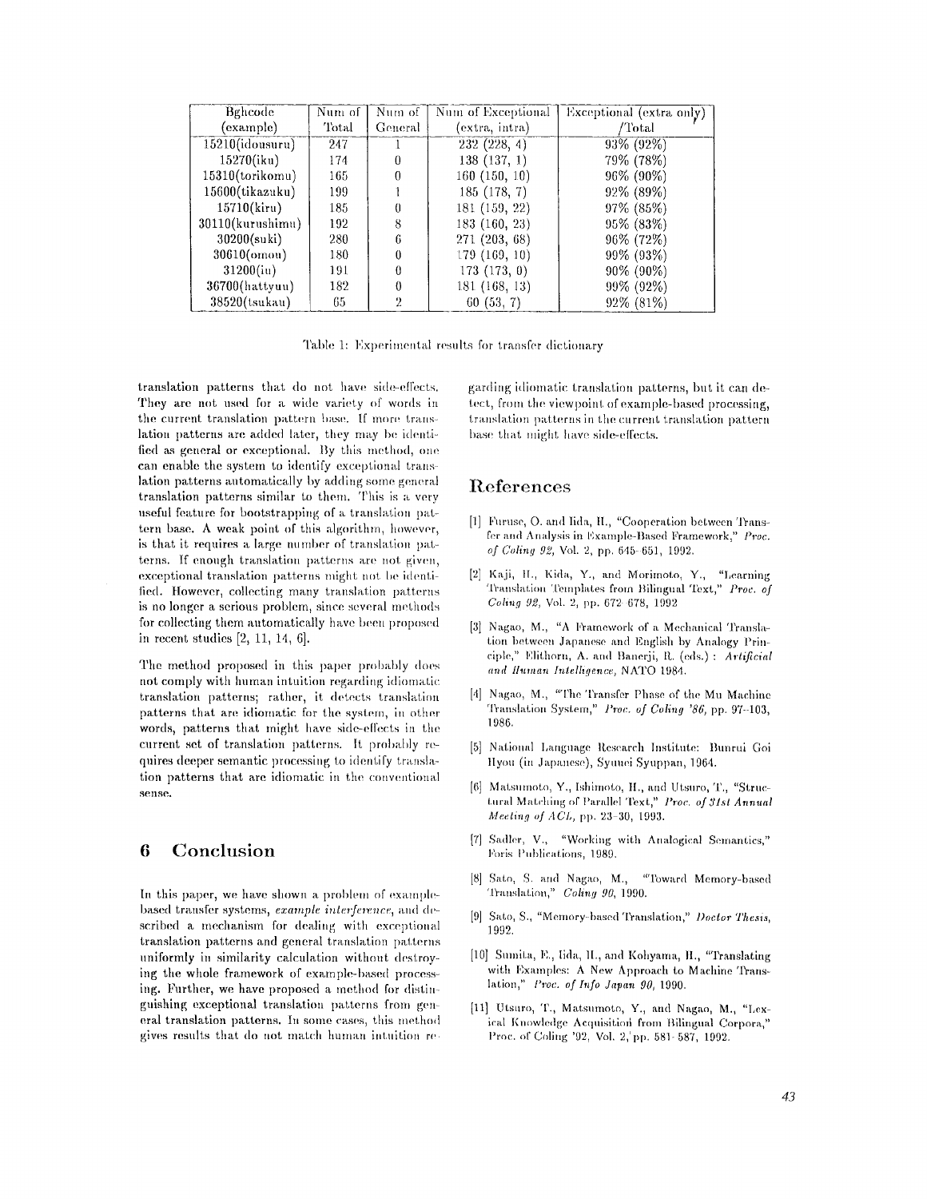| Bghcode (example) | Num of Total | Num of General | Num of Exceptional (extra, intra) | Exceptional (extra only) /Total |
|---|---|---|---|---|
| 15210(idousuru) | 247 | 1 | 232 (228, 4) | 93% (92%) |
| 15270(iku) | 174 | 0 | 138 (137, 1) | 79% (78%) |
| 15310(torikomu) | 165 | 0 | 160 (150, 10) | 96% (90%) |
| 15600(tikazuku) | 199 | 1 | 185 (178, 7) | 92% (89%) |
| 15710(kiru) | 185 | 0 | 181 (159, 22) | 97% (85%) |
| 30110(kurushimu) | 192 | 8 | 183 (160, 23) | 95% (83%) |
| 30200(suki) | 280 | 6 | 271 (203, 68) | 96% (72%) |
| 30610(omou) | 180 | 0 | 179 (169, 10) | 99% (93%) |
| 31200(iu) | 191 | 0 | 173 (173, 0) | 90% (90%) |
| 36700(hattyuu) | 182 | 0 | 181 (168, 13) | 99% (92%) |
| 38520(tsukau) | 65 | 2 | 60 (53, 7) | 92% (81%) |

Table 1: Experimental results for transfer dictionary

translation patterns that do not have side-effects. They are not used for a wide variety of words in the current translation pattern base. If more translation patterns are added later, they may be identified as general or exceptional. By this method, one can enable the system to identify exceptional translation patterns automatically by adding some general translation patterns similar to them. This is a very useful feature for bootstrapping of a translation pattern base. A weak point of this algorithm, however, is that it requires a large number of translation patterns. If enough translation patterns are not given, exceptional translation patterns might not be identified. However, collecting many translation patterns is no longer a serious problem, since several methods for collecting them automatically have been proposed in recent studies [2, 11, 14, 6].

The method proposed in this paper probably does not comply with human intuition regarding idiomatic translation patterns; rather, it detects translation patterns that are idiomatic for the system, in other words, patterns that might have side-effects in the current set of translation patterns. It probably requires deeper semantic processing to identify translation patterns that are idiomatic in the conventional sense.

## 6 Conclusion

In this paper, we have shown a problem of example-based transfer systems, *example interference*, and described a mechanism for dealing with exceptional translation patterns and general translation patterns uniformly in similarity calculation without destroying the whole framework of example-based processing. Further, we have proposed a method for distinguishing exceptional translation patterns from general translation patterns. In some cases, this method gives results that do not match human intuition regarding idiomatic translation patterns, but it can detect, from the viewpoint of example-based processing, translation patterns in the current translation pattern base that might have side-effects.

## References

[1] Furuse, O. and Iida, H., "Cooperation between Transfer and Analysis in Example-Based Framework," *Proc. of Coling 92*, Vol. 2, pp. 645–651, 1992.

[2] Kaji, H., Kida, Y., and Morimoto, Y., "Learning Translation Templates from Bilingual Text," *Proc. of Coling 92*, Vol. 2, pp. 672–678, 1992

[3] Nagao, M., "A Framework of a Mechanical Translation between Japanese and English by Analogy Principle," Elithorn, A. and Banerji, R. (eds.) : *Artificial and Human Intelligence*, NATO 1984.

[4] Nagao, M., "The Transfer Phase of the Mu Machine Translation System," *Proc. of Coling '86*, pp. 97–103, 1986.

[5] National Language Research Institute: Bunrui Goi Hyou (in Japanese), Syuuei Syuppan, 1964.

[6] Matsumoto, Y., Ishimoto, H., and Utsuro, T., "Structural Matching of Parallel Text," *Proc. of 31st Annual Meeting of ACL*, pp. 23–30, 1993.

[7] Sadler, V., "Working with Analogical Semantics," Foris Publications, 1989.

[8] Sato, S. and Nagao, M., "Toward Memory-based Translation," *Coling 90*, 1990.

[9] Sato, S., "Memory-based Translation," *Doctor Thesis*, 1992.

[10] Sumita, E., Iida, H., and Kohyama, H., "Translating with Examples: A New Approach to Machine Translation," *Proc. of Info Japan 90*, 1990.

[11] Utsuro, T., Matsumoto, Y., and Nagao, M., "Lexical Knowledge Acquisition from Bilingual Corpora," Proc. of Coling '92, Vol. 2, pp. 581–587, 1992.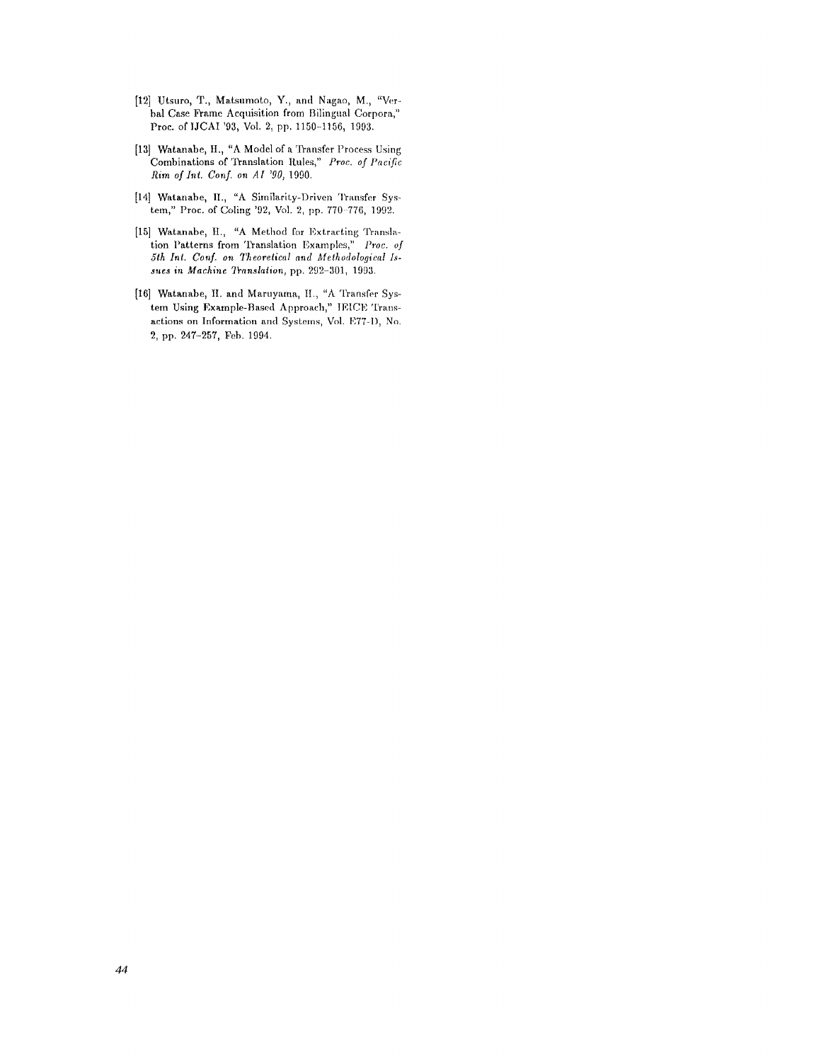[12] Utsuro, T., Matsumoto, Y., and Nagao, M., "Verbal Case Frame Acquisition from Bilingual Corpora," Proc. of IJCAI '93, Vol. 2, pp. 1150–1156, 1993.

[13] Watanabe, H., "A Model of a Transfer Process Using Combinations of Translation Rules," *Proc. of Pacific Rim of Int. Conf. on AI '90*, 1990.

[14] Watanabe, H., "A Similarity-Driven Transfer System," Proc. of Coling '92, Vol. 2, pp. 770–776, 1992.

[15] Watanabe, H., "A Method for Extracting Translation Patterns from Translation Examples," *Proc. of 5th Int. Conf. on Theoretical and Methodological Issues in Machine Translation*, pp. 292–301, 1993.

[16] Watanabe, H. and Maruyama, H., "A Transfer System Using Example-Based Approach," IEICE Transactions on Information and Systems, Vol. E77-D, No. 2, pp. 247–257, Feb. 1994.